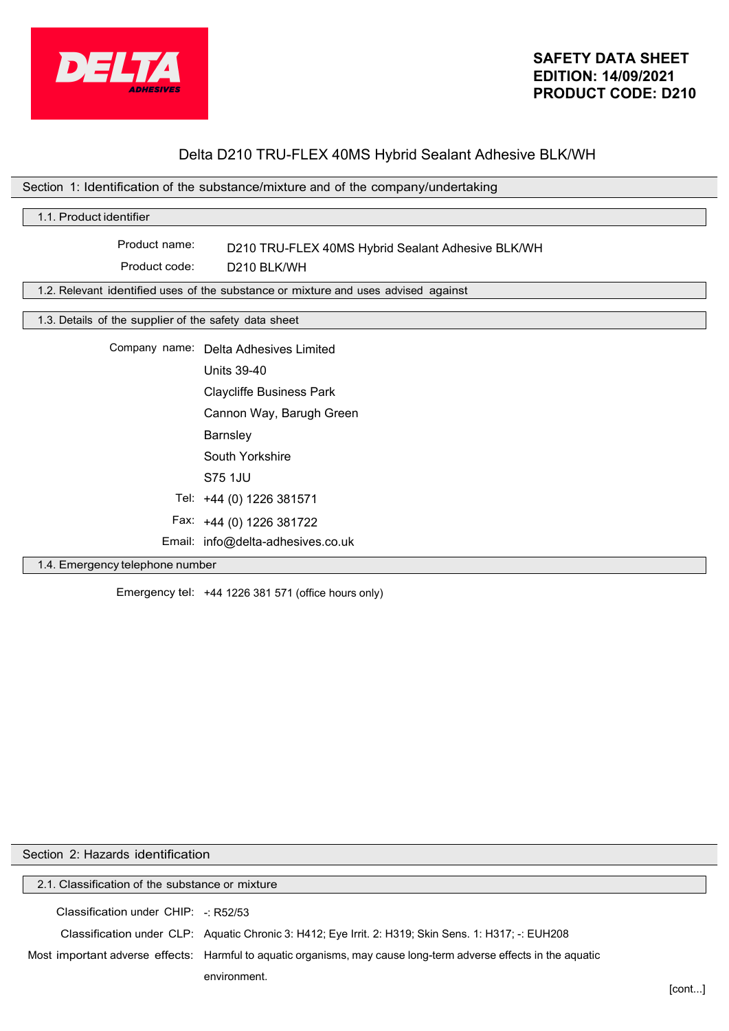**SAFETY DATA SHEET**
**EDITION: 14/09/2021**
**PRODUCT CODE: D210**

# Delta D210 TRU-FLEX 40MS Hybrid Sealant Adhesive BLK/WH

## Section 1: Identification of the substance/mixture and of the company/undertaking

### 1.1. Product identifier

**Product name:** D210 TRU-FLEX 40MS Hybrid Sealant Adhesive BLK/WH

**Product code:** D210 BLK/WH

### 1.2. Relevant identified uses of the substance or mixture and uses advised against

### 1.3. Details of the supplier of the safety data sheet

**Company name:** Delta Adhesives Limited
Units 39-40
Claycliffe Business Park
Cannon Way, Barugh Green
Barnsley
South Yorkshire
S75 1JU

**Tel:** +44 (0) 1226 381571

**Fax:** +44 (0) 1226 381722

**Email:** info@delta-adhesives.co.uk

### 1.4. Emergency telephone number

**Emergency tel:** +44 1226 381 571 (office hours only)

## Section 2: Hazards identification

### 2.1. Classification of the substance or mixture

**Classification under CHIP:** -: R52/53

**Classification under CLP:** Aquatic Chronic 3: H412; Eye Irrit. 2: H319; Skin Sens. 1: H317; -: EUH208

**Most important adverse effects:** Harmful to aquatic organisms, may cause long-term adverse effects in the aquatic environment.

[cont...]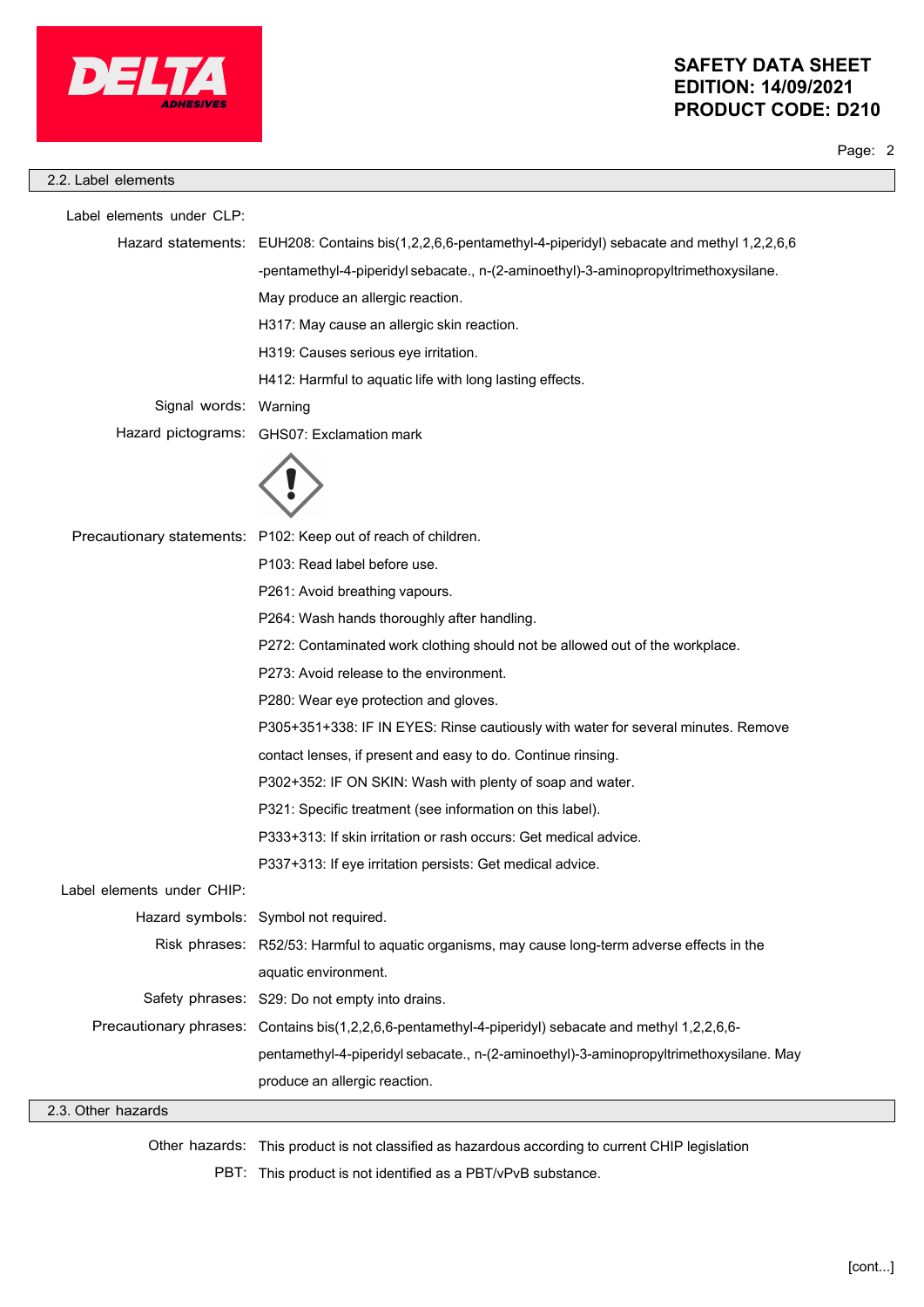## 2.2. Label elements

**Label elements under CLP:**

**Hazard statements:** EUH208: Contains bis(1,2,2,6,6-pentamethyl-4-piperidyl) sebacate and methyl 1,2,2,6,6 -pentamethyl-4-piperidyl sebacate., n-(2-aminoethyl)-3-aminopropyltrimethoxysilane. May produce an allergic reaction.

H317: May cause an allergic skin reaction.

H319: Causes serious eye irritation.

H412: Harmful to aquatic life with long lasting effects.

**Signal words:** Warning

**Hazard pictograms:** GHS07: Exclamation mark

**Precautionary statements:** P102: Keep out of reach of children.

P103: Read label before use.

P261: Avoid breathing vapours.

P264: Wash hands thoroughly after handling.

P272: Contaminated work clothing should not be allowed out of the workplace.

P273: Avoid release to the environment.

P280: Wear eye protection and gloves.

P305+351+338: IF IN EYES: Rinse cautiously with water for several minutes. Remove contact lenses, if present and easy to do. Continue rinsing.

P302+352: IF ON SKIN: Wash with plenty of soap and water.

P321: Specific treatment (see information on this label).

P333+313: If skin irritation or rash occurs: Get medical advice.

P337+313: If eye irritation persists: Get medical advice.

**Label elements under CHIP:**

**Hazard symbols:** Symbol not required.

**Risk phrases:** R52/53: Harmful to aquatic organisms, may cause long-term adverse effects in the aquatic environment.

**Safety phrases:** S29: Do not empty into drains.

**Precautionary phrases:** Contains bis(1,2,2,6,6-pentamethyl-4-piperidyl) sebacate and methyl 1,2,2,6,6-pentamethyl-4-piperidyl sebacate., n-(2-aminoethyl)-3-aminopropyltrimethoxysilane. May produce an allergic reaction.

## 2.3. Other hazards

**Other hazards:** This product is not classified as hazardous according to current CHIP legislation

**PBT:** This product is not identified as a PBT/vPvB substance.

[cont...]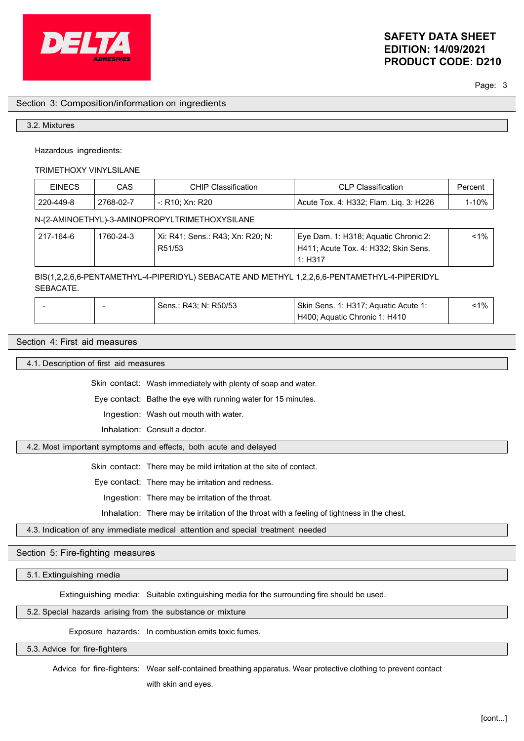## Section 3: Composition/information on ingredients

### 3.2. Mixtures

Hazardous ingredients:

TRIMETHOXY VINYLSILANE

| EINECS | CAS | CHIP Classification | CLP Classification | Percent |
|---|---|---|---|---|
| 220-449-8 | 2768-02-7 | -: R10; Xn: R20 | Acute Tox. 4: H332; Flam. Liq. 3: H226 | 1-10% |

N-(2-AMINOETHYL)-3-AMINOPROPYLTRIMETHOXYSILANE

| EINECS | CAS | CHIP Classification | CLP Classification | Percent |
|---|---|---|---|---|
| 217-164-6 | 1760-24-3 | Xi: R41; Sens.: R43; Xn: R20; N: R51/53 | Eye Dam. 1: H318; Aquatic Chronic 2: H411; Acute Tox. 4: H332; Skin Sens. 1: H317 | <1% |

BIS(1,2,2,6,6-PENTAMETHYL-4-PIPERIDYL) SEBACATE AND METHYL 1,2,2,6,6-PENTAMETHYL-4-PIPERIDYL SEBACATE.

| EINECS | CAS | CHIP Classification | CLP Classification | Percent |
|---|---|---|---|---|
| - | - | Sens.: R43; N: R50/53 | Skin Sens. 1: H317; Aquatic Acute 1: H400; Aquatic Chronic 1: H410 | <1% |

## Section 4: First aid measures

### 4.1. Description of first aid measures

**Skin contact:** Wash immediately with plenty of soap and water.

**Eye contact:** Bathe the eye with running water for 15 minutes.

**Ingestion:** Wash out mouth with water.

**Inhalation:** Consult a doctor.

### 4.2. Most important symptoms and effects, both acute and delayed

**Skin contact:** There may be mild irritation at the site of contact.

**Eye contact:** There may be irritation and redness.

**Ingestion:** There may be irritation of the throat.

**Inhalation:** There may be irritation of the throat with a feeling of tightness in the chest.

### 4.3. Indication of any immediate medical attention and special treatment needed

## Section 5: Fire-fighting measures

### 5.1. Extinguishing media

**Extinguishing media:** Suitable extinguishing media for the surrounding fire should be used.

### 5.2. Special hazards arising from the substance or mixture

**Exposure hazards:** In combustion emits toxic fumes.

### 5.3. Advice for fire-fighters

**Advice for fire-fighters:** Wear self-contained breathing apparatus. Wear protective clothing to prevent contact with skin and eyes.

[cont...]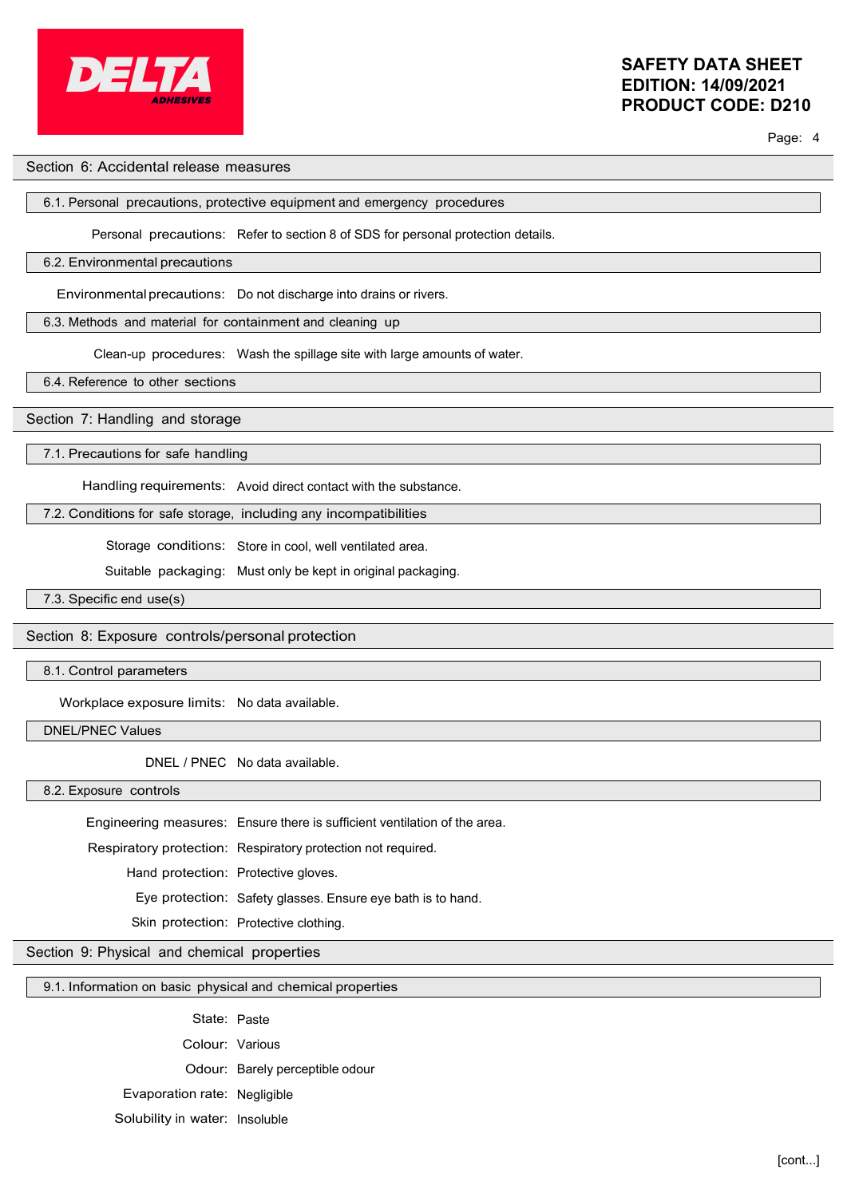## Section 6: Accidental release measures

### 6.1. Personal precautions, protective equipment and emergency procedures

Personal precautions: Refer to section 8 of SDS for personal protection details.

### 6.2. Environmental precautions

Environmental precautions: Do not discharge into drains or rivers.

### 6.3. Methods and material for containment and cleaning up

Clean-up procedures: Wash the spillage site with large amounts of water.

### 6.4. Reference to other sections

## Section 7: Handling and storage

### 7.1. Precautions for safe handling

Handling requirements: Avoid direct contact with the substance.

### 7.2. Conditions for safe storage, including any incompatibilities

Storage conditions: Store in cool, well ventilated area.

Suitable packaging: Must only be kept in original packaging.

### 7.3. Specific end use(s)

## Section 8: Exposure controls/personal protection

### 8.1. Control parameters

Workplace exposure limits: No data available.

### DNEL/PNEC Values

DNEL / PNEC No data available.

### 8.2. Exposure controls

Engineering measures: Ensure there is sufficient ventilation of the area.

Respiratory protection: Respiratory protection not required.

Hand protection: Protective gloves.

Eye protection: Safety glasses. Ensure eye bath is to hand.

Skin protection: Protective clothing.

## Section 9: Physical and chemical properties

### 9.1. Information on basic physical and chemical properties

State: Paste

Colour: Various

Odour: Barely perceptible odour

Evaporation rate: Negligible

Solubility in water: Insoluble

[cont...]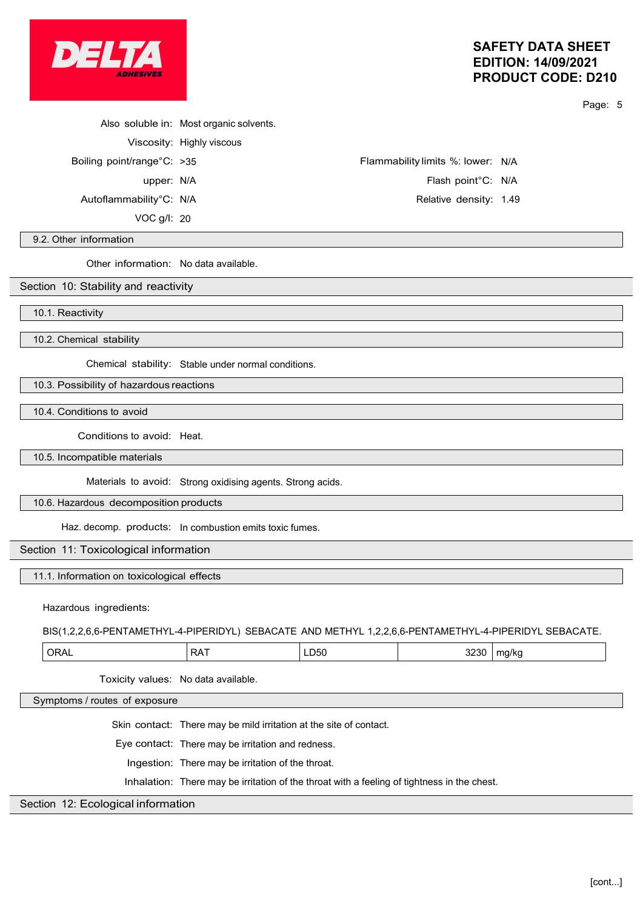Also soluble in: Most organic solvents.

Viscosity: Highly viscous

Boiling point/range°C: >35

Flammability limits %: lower: N/A

upper: N/A

Flash point°C: N/A

Autoflammability°C: N/A

Relative density: 1.49

VOC g/l: 20

### 9.2. Other information

Other information: No data available.

## Section 10: Stability and reactivity

### 10.1. Reactivity

### 10.2. Chemical stability

Chemical stability: Stable under normal conditions.

### 10.3. Possibility of hazardous reactions

### 10.4. Conditions to avoid

Conditions to avoid: Heat.

### 10.5. Incompatible materials

Materials to avoid: Strong oxidising agents. Strong acids.

### 10.6. Hazardous decomposition products

Haz. decomp. products: In combustion emits toxic fumes.

## Section 11: Toxicological information

### 11.1. Information on toxicological effects

Hazardous ingredients:

BIS(1,2,2,6,6-PENTAMETHYL-4-PIPERIDYL) SEBACATE AND METHYL 1,2,2,6,6-PENTAMETHYL-4-PIPERIDYL SEBACATE.

| ORAL | RAT | LD50 | 3230 | mg/kg |
|---|---|---|---|---|

Toxicity values: No data available.

### Symptoms / routes of exposure

Skin contact: There may be mild irritation at the site of contact.

Eye contact: There may be irritation and redness.

Ingestion: There may be irritation of the throat.

Inhalation: There may be irritation of the throat with a feeling of tightness in the chest.

## Section 12: Ecological information

[cont...]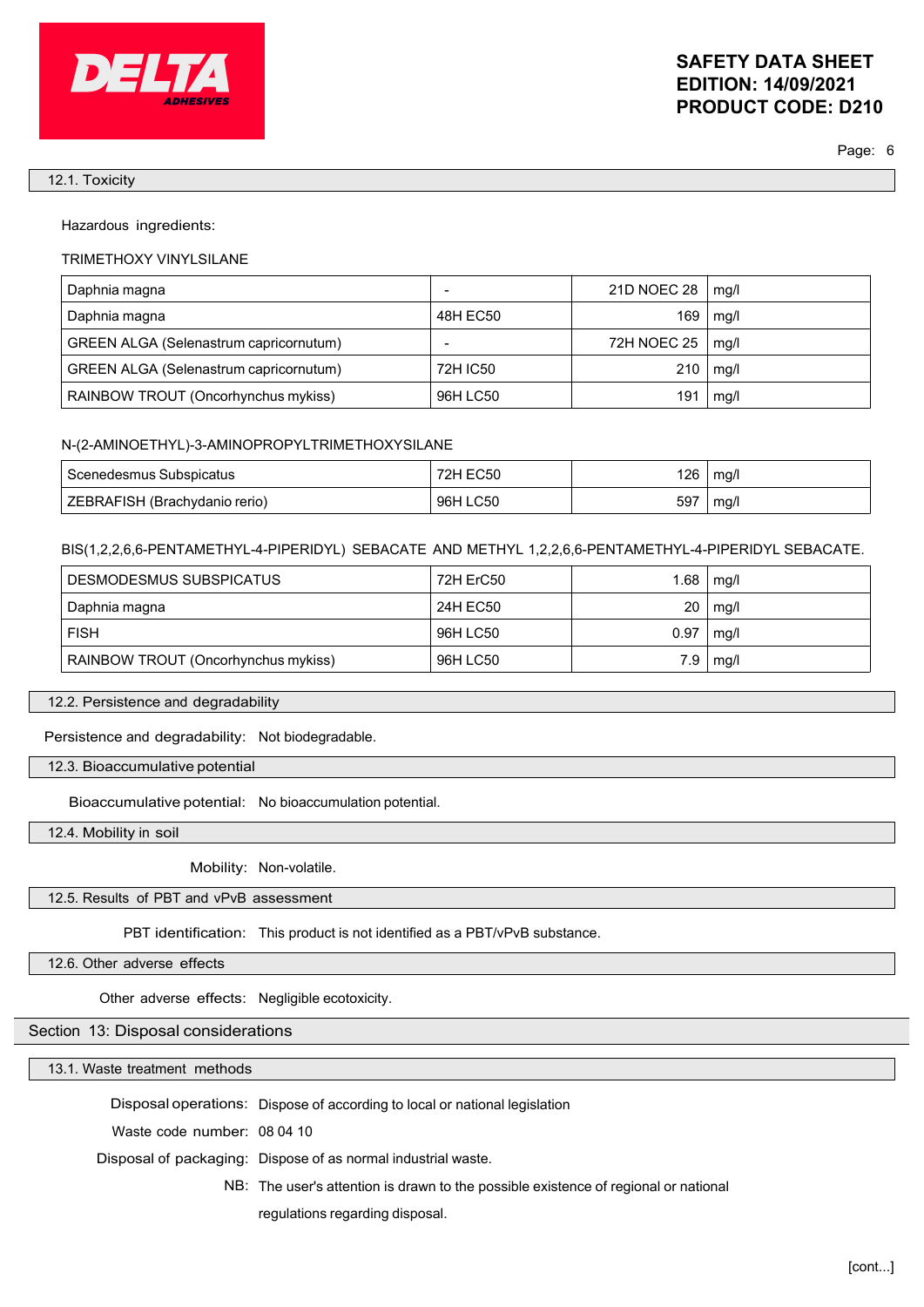### 12.1. Toxicity

Hazardous ingredients:

TRIMETHOXY VINYLSILANE

| | | | |
|---|---|---|---|
| Daphnia magna | - | 21D NOEC 28 | mg/l |
| Daphnia magna | 48H EC50 | 169 | mg/l |
| GREEN ALGA (Selenastrum capricornutum) | - | 72H NOEC 25 | mg/l |
| GREEN ALGA (Selenastrum capricornutum) | 72H IC50 | 210 | mg/l |
| RAINBOW TROUT (Oncorhynchus mykiss) | 96H LC50 | 191 | mg/l |

N-(2-AMINOETHYL)-3-AMINOPROPYLTRIMETHOXYSILANE

| | | | |
|---|---|---|---|
| Scenedesmus Subspicatus | 72H EC50 | 126 | mg/l |
| ZEBRAFISH (Brachydanio rerio) | 96H LC50 | 597 | mg/l |

BIS(1,2,2,6,6-PENTAMETHYL-4-PIPERIDYL) SEBACATE AND METHYL 1,2,2,6,6-PENTAMETHYL-4-PIPERIDYL SEBACATE.

| | | | |
|---|---|---|---|
| DESMODESMUS SUBSPICATUS | 72H ErC50 | 1.68 | mg/l |
| Daphnia magna | 24H EC50 | 20 | mg/l |
| FISH | 96H LC50 | 0.97 | mg/l |
| RAINBOW TROUT (Oncorhynchus mykiss) | 96H LC50 | 7.9 | mg/l |

### 12.2. Persistence and degradability

Persistence and degradability: Not biodegradable.

### 12.3. Bioaccumulative potential

Bioaccumulative potential: No bioaccumulation potential.

### 12.4. Mobility in soil

Mobility: Non-volatile.

### 12.5. Results of PBT and vPvB assessment

PBT identification: This product is not identified as a PBT/vPvB substance.

### 12.6. Other adverse effects

Other adverse effects: Negligible ecotoxicity.

## Section 13: Disposal considerations

### 13.1. Waste treatment methods

Disposal operations: Dispose of according to local or national legislation

Waste code number: 08 04 10

Disposal of packaging: Dispose of as normal industrial waste.

NB: The user's attention is drawn to the possible existence of regional or national regulations regarding disposal.

[cont...]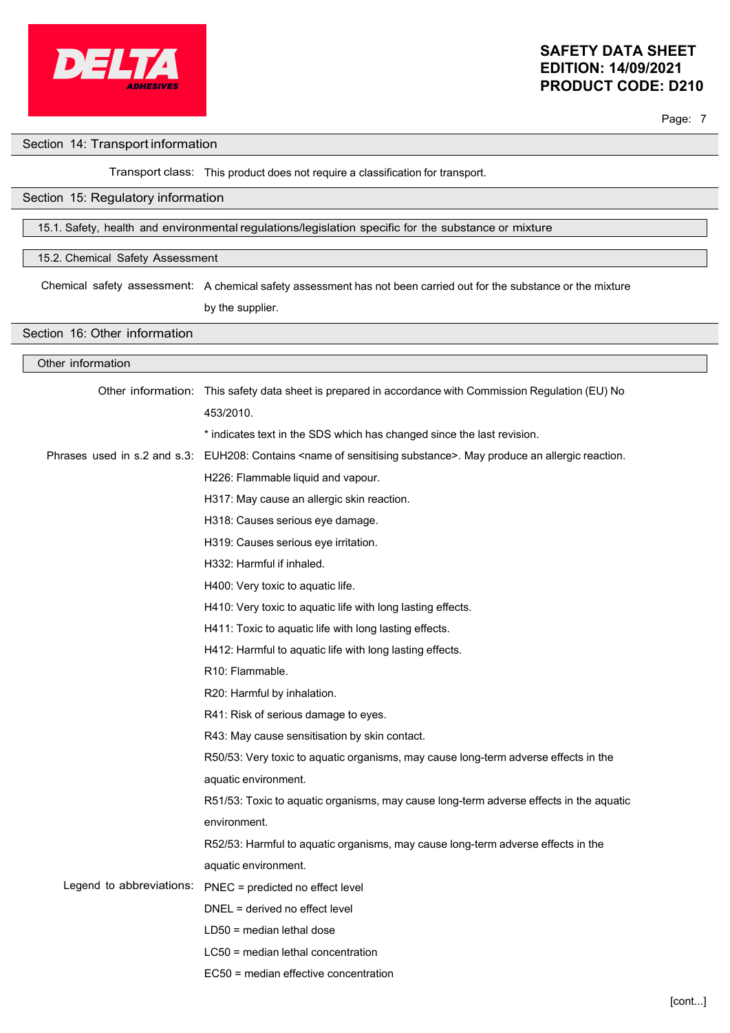## Section 14: Transport information

Transport class: This product does not require a classification for transport.

## Section 15: Regulatory information

### 15.1. Safety, health and environmental regulations/legislation specific for the substance or mixture

### 15.2. Chemical Safety Assessment

Chemical safety assessment: A chemical safety assessment has not been carried out for the substance or the mixture by the supplier.

## Section 16: Other information

### Other information

Other information: This safety data sheet is prepared in accordance with Commission Regulation (EU) No 453/2010.

\* indicates text in the SDS which has changed since the last revision.

Phrases used in s.2 and s.3:

- EUH208: Contains <name of sensitising substance>. May produce an allergic reaction.
- H226: Flammable liquid and vapour.
- H317: May cause an allergic skin reaction.
- H318: Causes serious eye damage.
- H319: Causes serious eye irritation.
- H332: Harmful if inhaled.
- H400: Very toxic to aquatic life.
- H410: Very toxic to aquatic life with long lasting effects.
- H411: Toxic to aquatic life with long lasting effects.
- H412: Harmful to aquatic life with long lasting effects.
- R10: Flammable.
- R20: Harmful by inhalation.
- R41: Risk of serious damage to eyes.
- R43: May cause sensitisation by skin contact.
- R50/53: Very toxic to aquatic organisms, may cause long-term adverse effects in the aquatic environment.
- R51/53: Toxic to aquatic organisms, may cause long-term adverse effects in the aquatic environment.
- R52/53: Harmful to aquatic organisms, may cause long-term adverse effects in the aquatic environment.

Legend to abbreviations:

- PNEC = predicted no effect level
- DNEL = derived no effect level
- LD50 = median lethal dose
- LC50 = median lethal concentration
- EC50 = median effective concentration

[cont...]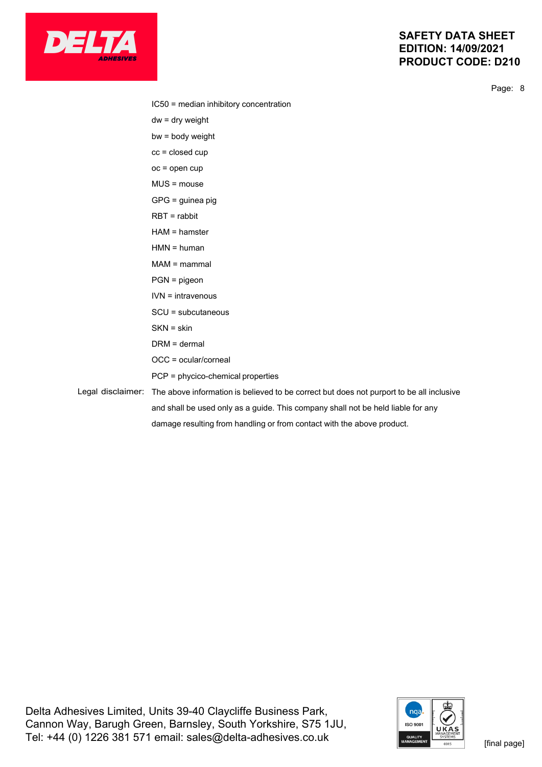IC50 = median inhibitory concentration

dw = dry weight

bw = body weight

cc = closed cup

oc = open cup

MUS = mouse

GPG = guinea pig

RBT = rabbit

HAM = hamster

HMN = human

MAM = mammal

PGN = pigeon

IVN = intravenous

SCU = subcutaneous

SKN = skin

DRM = dermal

OCC = ocular/corneal

PCP = phycico-chemical properties

**Legal disclaimer:** The above information is believed to be correct but does not purport to be all inclusive and shall be used only as a guide. This company shall not be held liable for any damage resulting from handling or from contact with the above product.

Delta Adhesives Limited, Units 39-40 Claycliffe Business Park, Cannon Way, Barugh Green, Barnsley, South Yorkshire, S75 1JU, Tel: +44 (0) 1226 381 571 email: sales@delta-adhesives.co.uk

[final page]